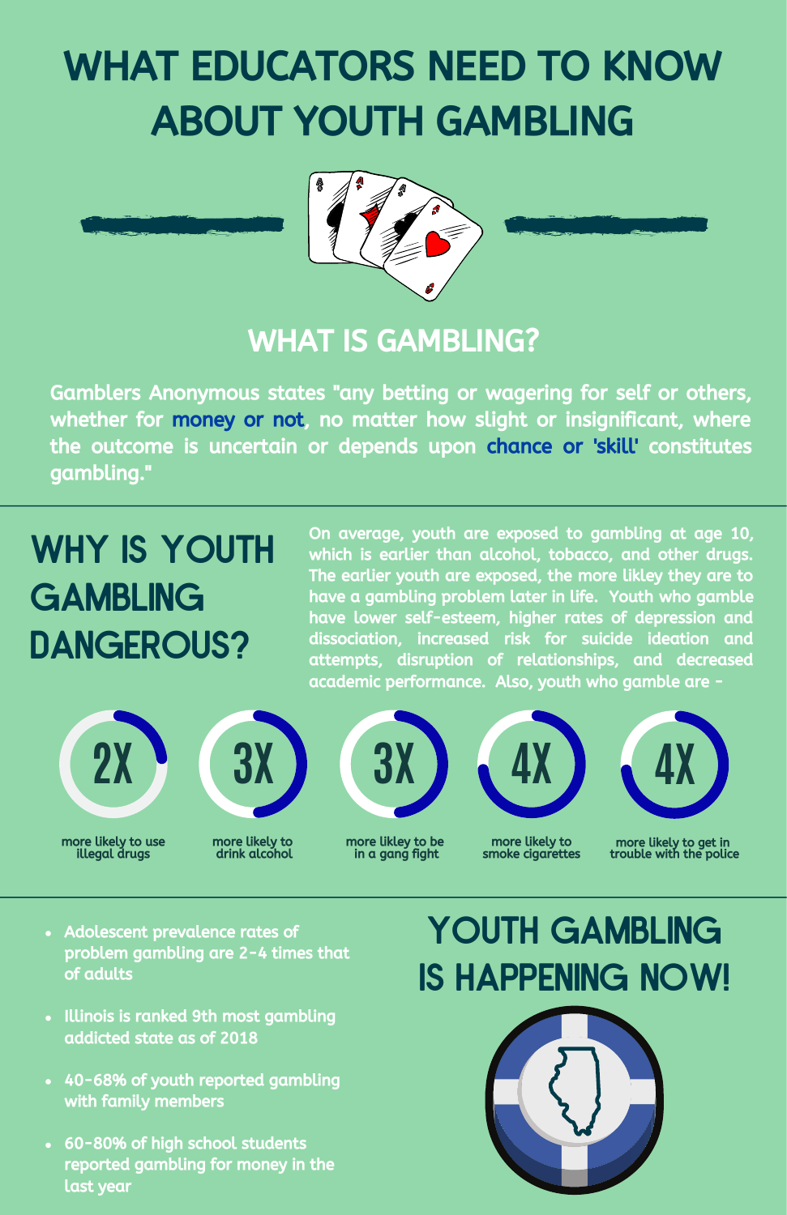# WHAT EDUCATORS NEED TO KNOW ABOUT YOUTH GAMBLING

## WHAT IS GAMBLING?

Gamblers Anonymous states "any betting or wagering for self or others, whether for money or not, no matter how slight or insignificant, where the outcome is uncertain or depends upon chance or 'skill' constitutes gambling."

## WHY IS YOUTH GAMBLING DANGEROUS?

On average, youth are exposed to gambling at age 10, which is earlier than alcohol, tobacco, and other drugs. The earlier youth are exposed, the more likley they are to have a gambling problem later in life. Youth who gamble have lower self-esteem, higher rates of depression and dissociation, increased risk for suicide ideation and attempts, disruption of relationships, and decreased academic performance. Also, youth who gamble are -

- **2X** more likely to use illegal drugs
- **3X** more likely to drink alcohol
- **3X** more likley to be in a gang fight
- **4X** more likely to smoke cigarettes
- **4X** more likely to get in trouble with the police

## YOUTH GAMBLING IS HAPPENING NOW!

- Adolescent prevalence rates of problem gambling are 2-4 times that of adults
- Illinois is ranked 9th most gambling addicted state as of 2018
- 40-68% of youth reported gambling with family members
- 60-80% of high school students reported gambling for money in the last year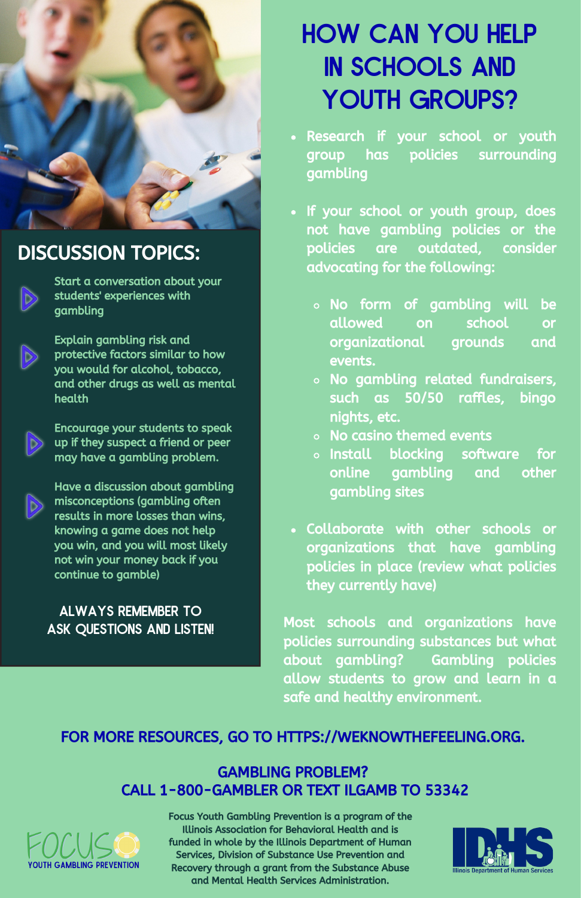# HOW CAN YOU HELP IN SCHOOLS AND YOUTH GROUPS?

## DISCUSSION TOPICS:

- Start a conversation about your students' experiences with gambling
- Explain gambling risk and protective factors similar to how you would for alcohol, tobacco, and other drugs as well as mental health
- Encourage your students to speak up if they suspect a friend or peer may have a gambling problem.
- Have a discussion about gambling misconceptions (gambling often results in more losses than wins, knowing a game does not help you win, and you will most likely not win your money back if you continue to gamble)

**ALWAYS REMEMBER TO ASK QUESTIONS AND LISTEN!**

- Research if your school or youth group has policies surrounding gambling
- If your school or youth group, does not have gambling policies or the policies are outdated, consider advocating for the following:
  - No form of gambling will be allowed on school or organizational grounds and events.
  - No gambling related fundraisers, such as 50/50 raffles, bingo nights, etc.
  - No casino themed events
  - Install blocking software for online gambling and other gambling sites
- Collaborate with other schools or organizations that have gambling policies in place (review what policies they currently have)

Most schools and organizations have policies surrounding substances but what about gambling? Gambling policies allow students to grow and learn in a safe and healthy environment.

**FOR MORE RESOURCES, GO TO HTTPS://WEKNOWTHEFEELING.ORG.**

**GAMBLING PROBLEM?**
**CALL 1-800-GAMBLER OR TEXT ILGAMB TO 53342**

FOCUS YOUTH GAMBLING PREVENTION

Focus Youth Gambling Prevention is a program of the Illinois Association for Behavioral Health and is funded in whole by the Illinois Department of Human Services, Division of Substance Use Prevention and Recovery through a grant from the Substance Abuse and Mental Health Services Administration.

IDHS Illinois Department of Human Services